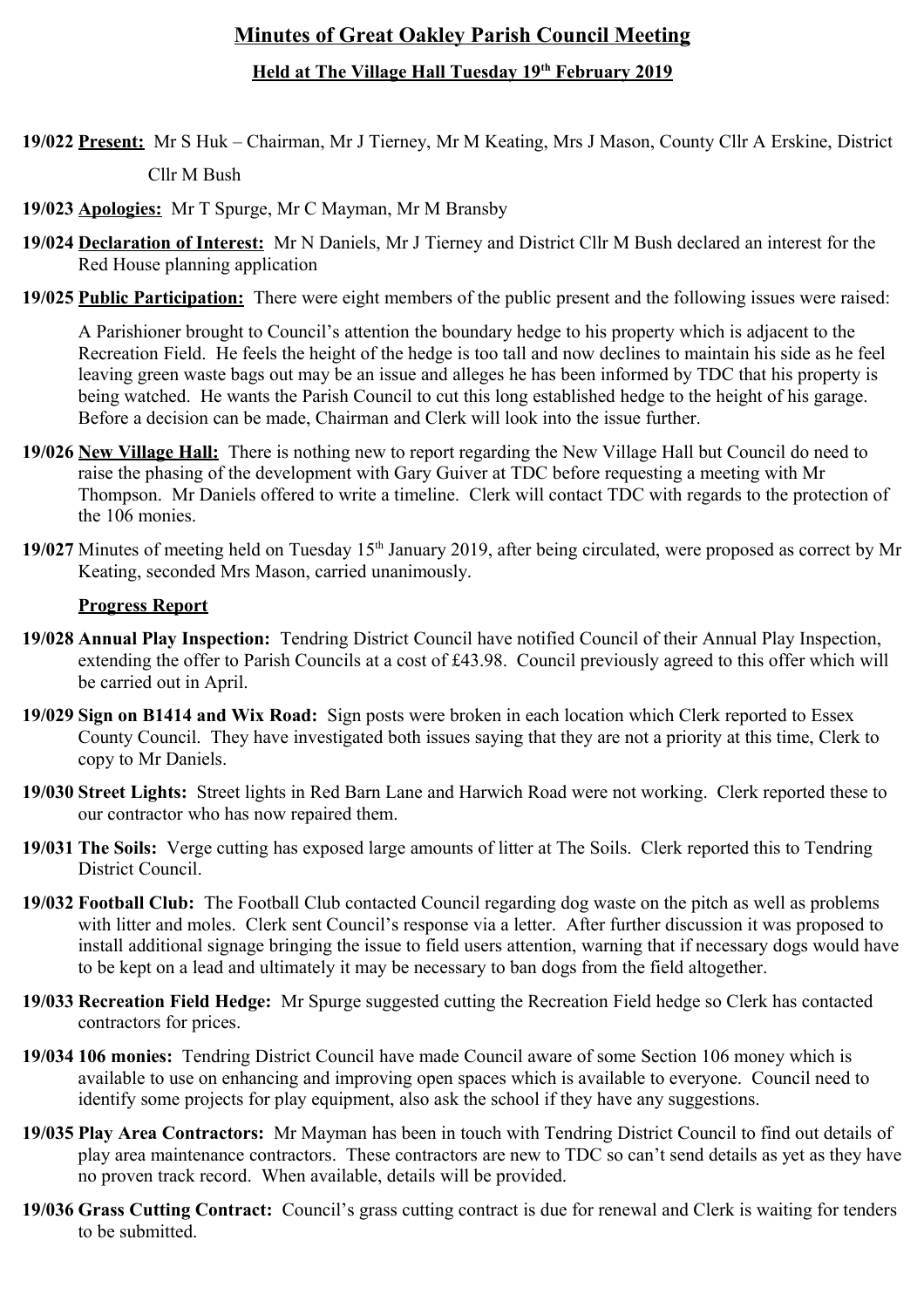# Minutes of Great Oakley Parish Council Meeting

## Held at The Village Hall Tuesday 19th February 2019

**19/022** **Present:** Mr S Huk – Chairman, Mr J Tierney, Mr M Keating, Mrs J Mason, County Cllr A Erskine, District Cllr M Bush

**19/023** **Apologies:** Mr T Spurge, Mr C Mayman, Mr M Bransby

**19/024** **Declaration of Interest:** Mr N Daniels, Mr J Tierney and District Cllr M Bush declared an interest for the Red House planning application

**19/025** **Public Participation:** There were eight members of the public present and the following issues were raised:

A Parishioner brought to Council's attention the boundary hedge to his property which is adjacent to the Recreation Field. He feels the height of the hedge is too tall and now declines to maintain his side as he feel leaving green waste bags out may be an issue and alleges he has been informed by TDC that his property is being watched. He wants the Parish Council to cut this long established hedge to the height of his garage. Before a decision can be made, Chairman and Clerk will look into the issue further.

**19/026** **New Village Hall:** There is nothing new to report regarding the New Village Hall but Council do need to raise the phasing of the development with Gary Guiver at TDC before requesting a meeting with Mr Thompson. Mr Daniels offered to write a timeline. Clerk will contact TDC with regards to the protection of the 106 monies.

**19/027** Minutes of meeting held on Tuesday 15th January 2019, after being circulated, were proposed as correct by Mr Keating, seconded Mrs Mason, carried unanimously.

**Progress Report**

**19/028** **Annual Play Inspection:** Tendring District Council have notified Council of their Annual Play Inspection, extending the offer to Parish Councils at a cost of £43.98. Council previously agreed to this offer which will be carried out in April.

**19/029** **Sign on B1414 and Wix Road:** Sign posts were broken in each location which Clerk reported to Essex County Council. They have investigated both issues saying that they are not a priority at this time, Clerk to copy to Mr Daniels.

**19/030** **Street Lights:** Street lights in Red Barn Lane and Harwich Road were not working. Clerk reported these to our contractor who has now repaired them.

**19/031** **The Soils:** Verge cutting has exposed large amounts of litter at The Soils. Clerk reported this to Tendring District Council.

**19/032** **Football Club:** The Football Club contacted Council regarding dog waste on the pitch as well as problems with litter and moles. Clerk sent Council's response via a letter. After further discussion it was proposed to install additional signage bringing the issue to field users attention, warning that if necessary dogs would have to be kept on a lead and ultimately it may be necessary to ban dogs from the field altogether.

**19/033** **Recreation Field Hedge:** Mr Spurge suggested cutting the Recreation Field hedge so Clerk has contacted contractors for prices.

**19/034** **106 monies:** Tendring District Council have made Council aware of some Section 106 money which is available to use on enhancing and improving open spaces which is available to everyone. Council need to identify some projects for play equipment, also ask the school if they have any suggestions.

**19/035** **Play Area Contractors:** Mr Mayman has been in touch with Tendring District Council to find out details of play area maintenance contractors. These contractors are new to TDC so can't send details as yet as they have no proven track record. When available, details will be provided.

**19/036** **Grass Cutting Contract:** Council's grass cutting contract is due for renewal and Clerk is waiting for tenders to be submitted.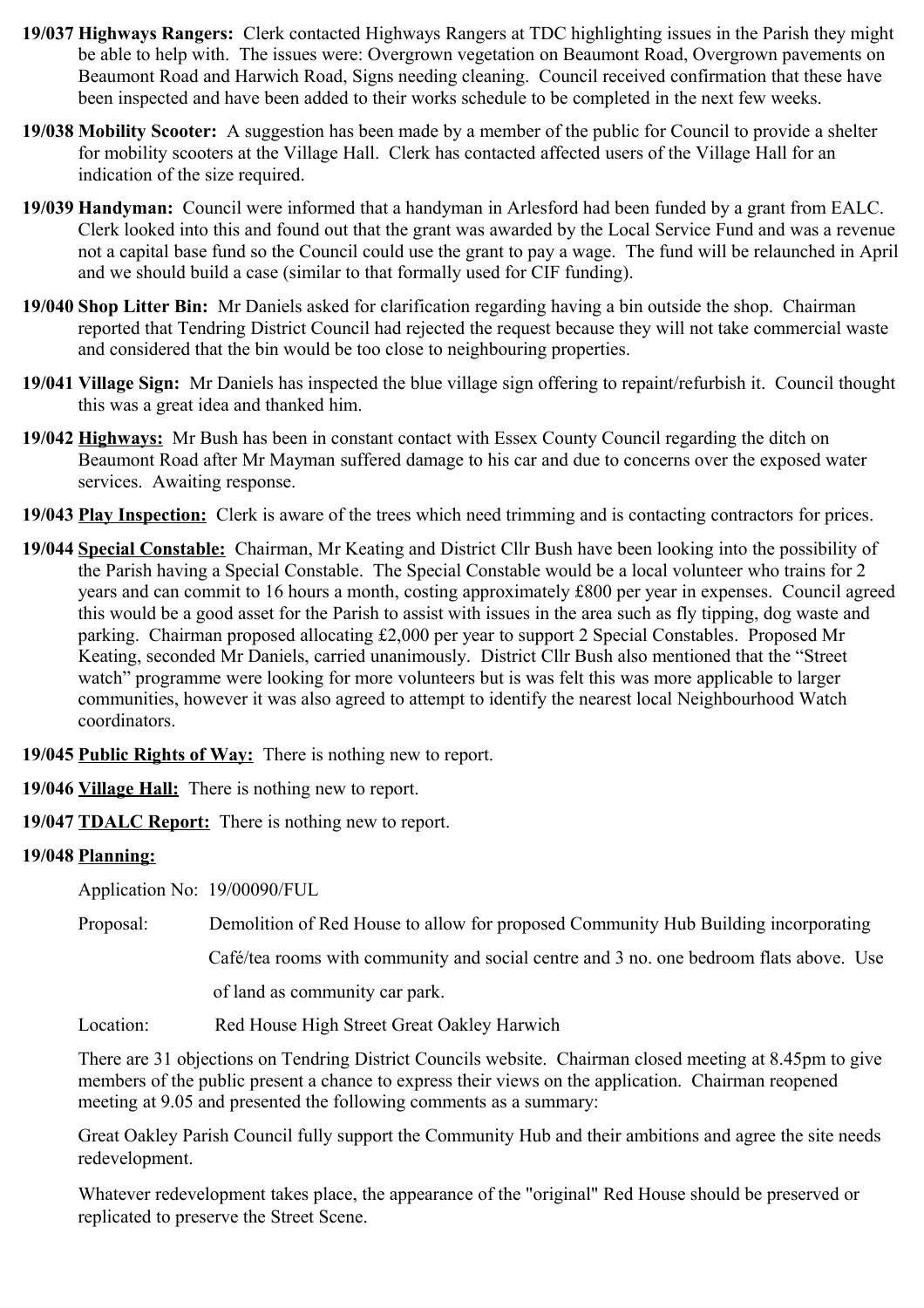**19/037 Highways Rangers:** Clerk contacted Highways Rangers at TDC highlighting issues in the Parish they might be able to help with. The issues were: Overgrown vegetation on Beaumont Road, Overgrown pavements on Beaumont Road and Harwich Road, Signs needing cleaning. Council received confirmation that these have been inspected and have been added to their works schedule to be completed in the next few weeks.

**19/038 Mobility Scooter:** A suggestion has been made by a member of the public for Council to provide a shelter for mobility scooters at the Village Hall. Clerk has contacted affected users of the Village Hall for an indication of the size required.

**19/039 Handyman:** Council were informed that a handyman in Arlesford had been funded by a grant from EALC. Clerk looked into this and found out that the grant was awarded by the Local Service Fund and was a revenue not a capital base fund so the Council could use the grant to pay a wage. The fund will be relaunched in April and we should build a case (similar to that formally used for CIF funding).

**19/040 Shop Litter Bin:** Mr Daniels asked for clarification regarding having a bin outside the shop. Chairman reported that Tendring District Council had rejected the request because they will not take commercial waste and considered that the bin would be too close to neighbouring properties.

**19/041 Village Sign:** Mr Daniels has inspected the blue village sign offering to repaint/refurbish it. Council thought this was a great idea and thanked him.

**19/042 <u>Highways:</u>** Mr Bush has been in constant contact with Essex County Council regarding the ditch on Beaumont Road after Mr Mayman suffered damage to his car and due to concerns over the exposed water services. Awaiting response.

**19/043 <u>Play Inspection:</u>** Clerk is aware of the trees which need trimming and is contacting contractors for prices.

**19/044 <u>Special Constable:</u>** Chairman, Mr Keating and District Cllr Bush have been looking into the possibility of the Parish having a Special Constable. The Special Constable would be a local volunteer who trains for 2 years and can commit to 16 hours a month, costing approximately £800 per year in expenses. Council agreed this would be a good asset for the Parish to assist with issues in the area such as fly tipping, dog waste and parking. Chairman proposed allocating £2,000 per year to support 2 Special Constables. Proposed Mr Keating, seconded Mr Daniels, carried unanimously. District Cllr Bush also mentioned that the "Street watch" programme were looking for more volunteers but is was felt this was more applicable to larger communities, however it was also agreed to attempt to identify the nearest local Neighbourhood Watch coordinators.

**19/045 <u>Public Rights of Way:</u>** There is nothing new to report.

**19/046 <u>Village Hall:</u>** There is nothing new to report.

**19/047 <u>TDALC Report:</u>** There is nothing new to report.

**19/048 <u>Planning:</u>**

Application No: 19/00090/FUL

Proposal: Demolition of Red House to allow for proposed Community Hub Building incorporating Café/tea rooms with community and social centre and 3 no. one bedroom flats above. Use of land as community car park.

Location: Red House High Street Great Oakley Harwich

There are 31 objections on Tendring District Councils website. Chairman closed meeting at 8.45pm to give members of the public present a chance to express their views on the application. Chairman reopened meeting at 9.05 and presented the following comments as a summary:

Great Oakley Parish Council fully support the Community Hub and their ambitions and agree the site needs redevelopment.

Whatever redevelopment takes place, the appearance of the "original" Red House should be preserved or replicated to preserve the Street Scene.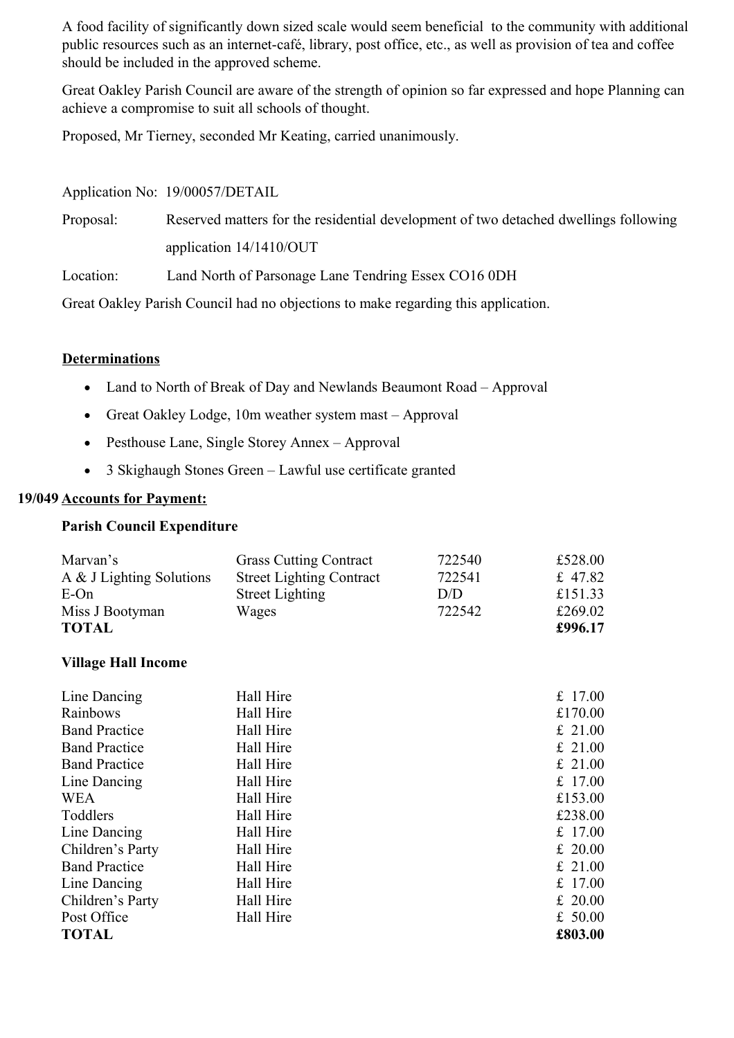A food facility of significantly down sized scale would seem beneficial to the community with additional public resources such as an internet-café, library, post office, etc., as well as provision of tea and coffee should be included in the approved scheme.

Great Oakley Parish Council are aware of the strength of opinion so far expressed and hope Planning can achieve a compromise to suit all schools of thought.

Proposed, Mr Tierney, seconded Mr Keating, carried unanimously.

Application No: 19/00057/DETAIL

Proposal: Reserved matters for the residential development of two detached dwellings following application 14/1410/OUT

Location: Land North of Parsonage Lane Tendring Essex CO16 0DH

Great Oakley Parish Council had no objections to make regarding this application.

**Determinations**

- Land to North of Break of Day and Newlands Beaumont Road – Approval
- Great Oakley Lodge, 10m weather system mast – Approval
- Pesthouse Lane, Single Storey Annex – Approval
- 3 Skighaugh Stones Green – Lawful use certificate granted

**19/049 Accounts for Payment:**

**Parish Council Expenditure**

| | | | |
|---|---|---|---|
| Marvan's | Grass Cutting Contract | 722540 | £528.00 |
| A & J Lighting Solutions | Street Lighting Contract | 722541 | £ 47.82 |
| E-On | Street Lighting | D/D | £151.33 |
| Miss J Bootyman | Wages | 722542 | £269.02 |
| **TOTAL** | | | **£996.17** |

**Village Hall Income**

| | | |
|---|---|---|
| Line Dancing | Hall Hire | £ 17.00 |
| Rainbows | Hall Hire | £170.00 |
| Band Practice | Hall Hire | £ 21.00 |
| Band Practice | Hall Hire | £ 21.00 |
| Band Practice | Hall Hire | £ 21.00 |
| Line Dancing | Hall Hire | £ 17.00 |
| WEA | Hall Hire | £153.00 |
| Toddlers | Hall Hire | £238.00 |
| Line Dancing | Hall Hire | £ 17.00 |
| Children's Party | Hall Hire | £ 20.00 |
| Band Practice | Hall Hire | £ 21.00 |
| Line Dancing | Hall Hire | £ 17.00 |
| Children's Party | Hall Hire | £ 20.00 |
| Post Office | Hall Hire | £ 50.00 |
| **TOTAL** | | **£803.00** |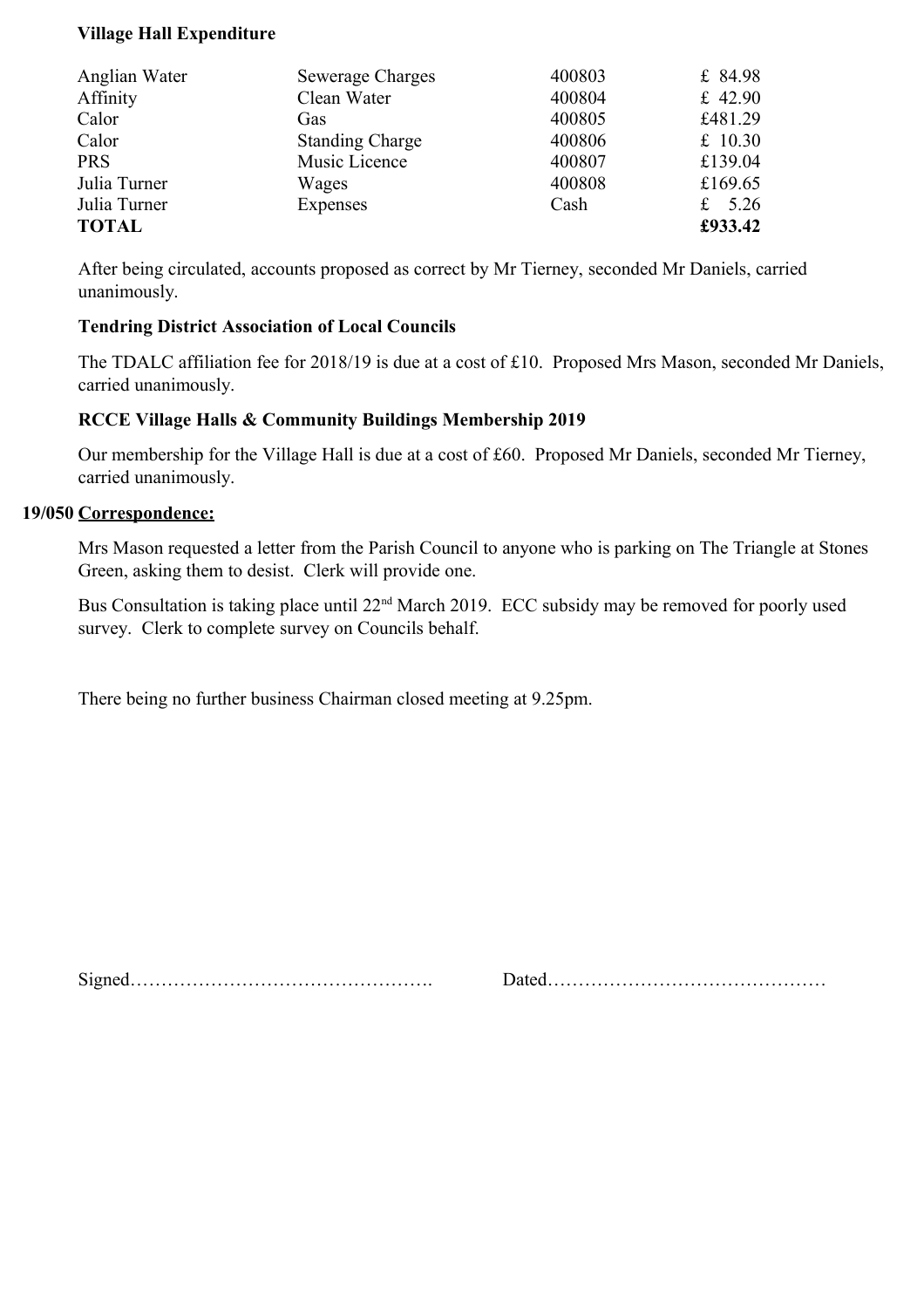**Village Hall Expenditure**

| | | | |
|---|---|---|---|
| Anglian Water | Sewerage Charges | 400803 | £ 84.98 |
| Affinity | Clean Water | 400804 | £ 42.90 |
| Calor | Gas | 400805 | £481.29 |
| Calor | Standing Charge | 400806 | £ 10.30 |
| PRS | Music Licence | 400807 | £139.04 |
| Julia Turner | Wages | 400808 | £169.65 |
| Julia Turner | Expenses | Cash | £ 5.26 |
| **TOTAL** | | | **£933.42** |

After being circulated, accounts proposed as correct by Mr Tierney, seconded Mr Daniels, carried unanimously.

**Tendring District Association of Local Councils**

The TDALC affiliation fee for 2018/19 is due at a cost of £10. Proposed Mrs Mason, seconded Mr Daniels, carried unanimously.

**RCCE Village Halls & Community Buildings Membership 2019**

Our membership for the Village Hall is due at a cost of £60. Proposed Mr Daniels, seconded Mr Tierney, carried unanimously.

**19/050 Correspondence:**

Mrs Mason requested a letter from the Parish Council to anyone who is parking on The Triangle at Stones Green, asking them to desist. Clerk will provide one.

Bus Consultation is taking place until 22nd March 2019. ECC subsidy may be removed for poorly used survey. Clerk to complete survey on Councils behalf.

There being no further business Chairman closed meeting at 9.25pm.

Signed…………………………………………. Dated………………………………………